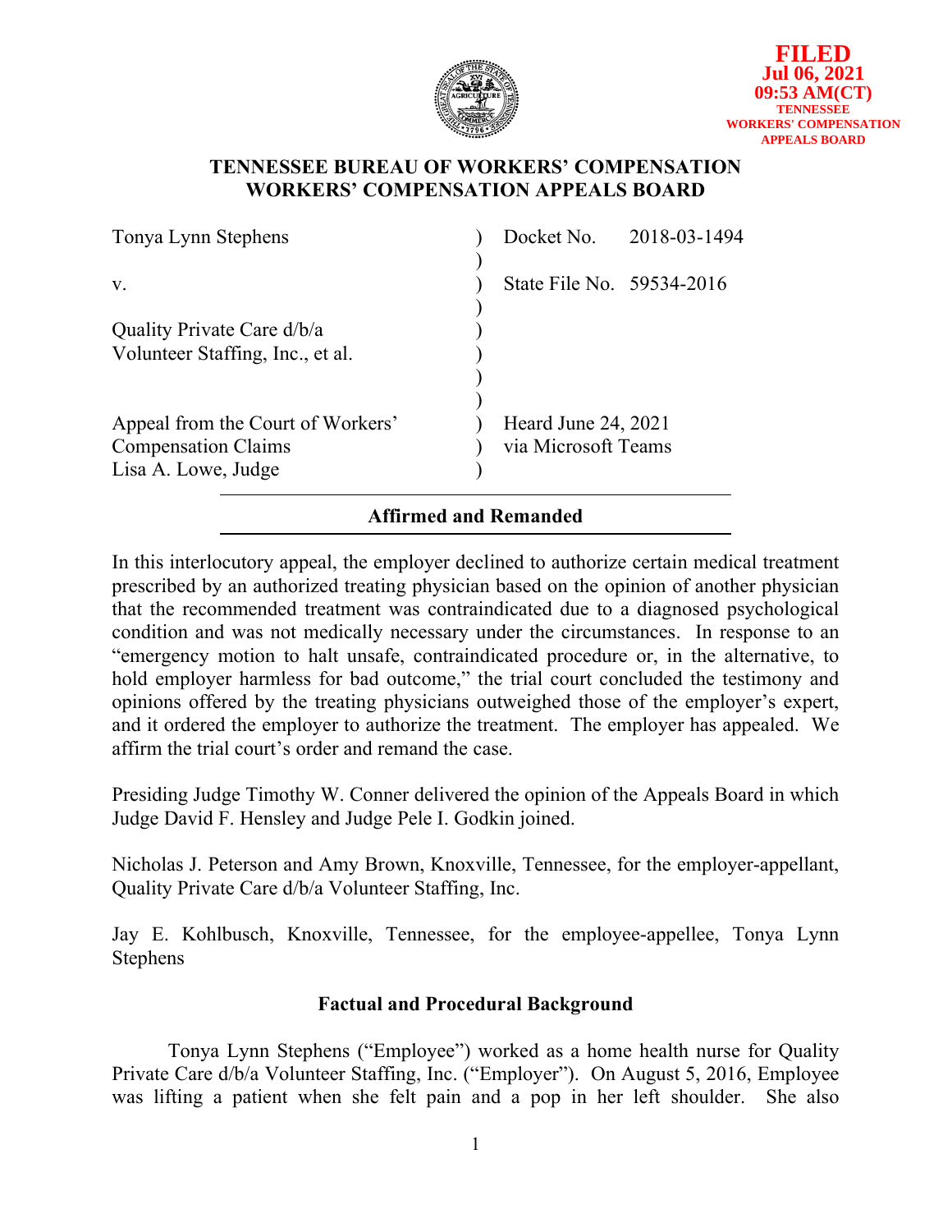**FILED**
**Jul 06, 2021**
**09:53 AM(CT)**
**TENNESSEE WORKERS' COMPENSATION APPEALS BOARD**

# TENNESSEE BUREAU OF WORKERS' COMPENSATION
# WORKERS' COMPENSATION APPEALS BOARD

| | | |
|---|---|---|
| Tonya Lynn Stephens | ) | Docket No. 2018-03-1494 |
| v. | ) | State File No. 59534-2016 |
| Quality Private Care d/b/a Volunteer Staffing, Inc., et al. | ) | |
| Appeal from the Court of Workers' Compensation Claims Lisa A. Lowe, Judge | ) | Heard June 24, 2021 via Microsoft Teams |

**Affirmed and Remanded**

In this interlocutory appeal, the employer declined to authorize certain medical treatment prescribed by an authorized treating physician based on the opinion of another physician that the recommended treatment was contraindicated due to a diagnosed psychological condition and was not medically necessary under the circumstances. In response to an "emergency motion to halt unsafe, contraindicated procedure or, in the alternative, to hold employer harmless for bad outcome," the trial court concluded the testimony and opinions offered by the treating physicians outweighed those of the employer's expert, and it ordered the employer to authorize the treatment. The employer has appealed. We affirm the trial court's order and remand the case.

Presiding Judge Timothy W. Conner delivered the opinion of the Appeals Board in which Judge David F. Hensley and Judge Pele I. Godkin joined.

Nicholas J. Peterson and Amy Brown, Knoxville, Tennessee, for the employer-appellant, Quality Private Care d/b/a Volunteer Staffing, Inc.

Jay E. Kohlbusch, Knoxville, Tennessee, for the employee-appellee, Tonya Lynn Stephens

## Factual and Procedural Background

Tonya Lynn Stephens ("Employee") worked as a home health nurse for Quality Private Care d/b/a Volunteer Staffing, Inc. ("Employer"). On August 5, 2016, Employee was lifting a patient when she felt pain and a pop in her left shoulder. She also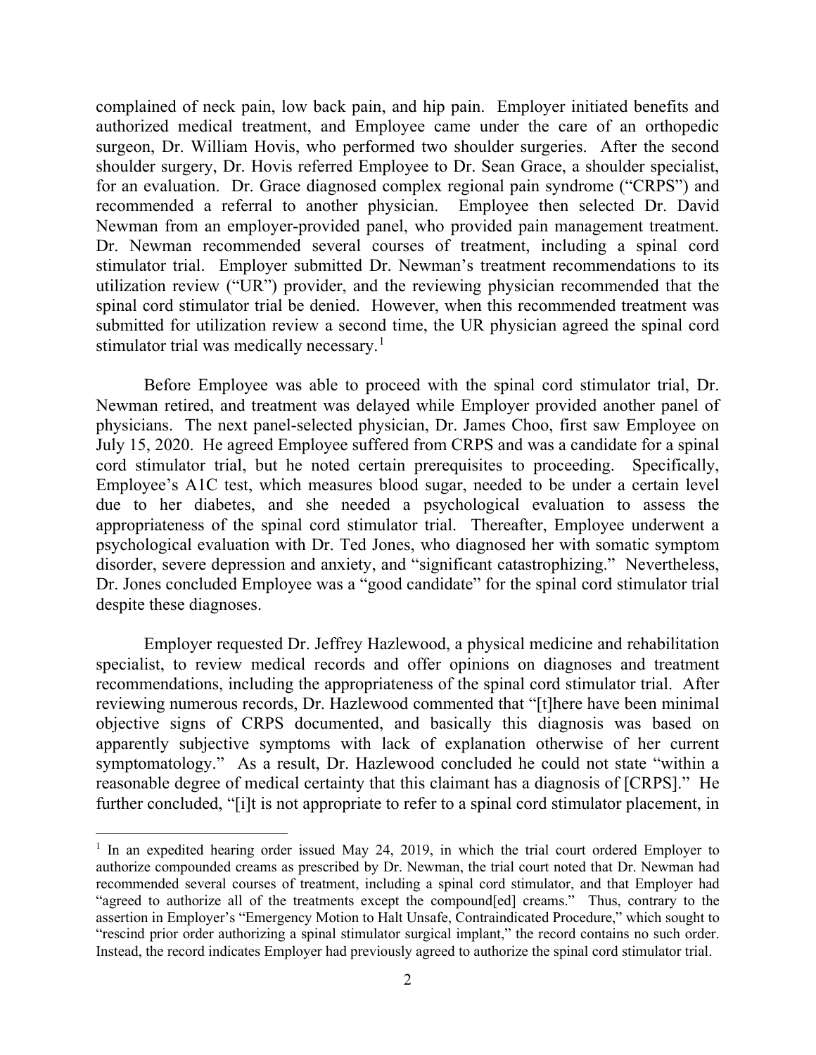complained of neck pain, low back pain, and hip pain. Employer initiated benefits and authorized medical treatment, and Employee came under the care of an orthopedic surgeon, Dr. William Hovis, who performed two shoulder surgeries. After the second shoulder surgery, Dr. Hovis referred Employee to Dr. Sean Grace, a shoulder specialist, for an evaluation. Dr. Grace diagnosed complex regional pain syndrome ("CRPS") and recommended a referral to another physician. Employee then selected Dr. David Newman from an employer-provided panel, who provided pain management treatment. Dr. Newman recommended several courses of treatment, including a spinal cord stimulator trial. Employer submitted Dr. Newman's treatment recommendations to its utilization review ("UR") provider, and the reviewing physician recommended that the spinal cord stimulator trial be denied. However, when this recommended treatment was submitted for utilization review a second time, the UR physician agreed the spinal cord stimulator trial was medically necessary.[1]

Before Employee was able to proceed with the spinal cord stimulator trial, Dr. Newman retired, and treatment was delayed while Employer provided another panel of physicians. The next panel-selected physician, Dr. James Choo, first saw Employee on July 15, 2020. He agreed Employee suffered from CRPS and was a candidate for a spinal cord stimulator trial, but he noted certain prerequisites to proceeding. Specifically, Employee's A1C test, which measures blood sugar, needed to be under a certain level due to her diabetes, and she needed a psychological evaluation to assess the appropriateness of the spinal cord stimulator trial. Thereafter, Employee underwent a psychological evaluation with Dr. Ted Jones, who diagnosed her with somatic symptom disorder, severe depression and anxiety, and "significant catastrophizing." Nevertheless, Dr. Jones concluded Employee was a "good candidate" for the spinal cord stimulator trial despite these diagnoses.

Employer requested Dr. Jeffrey Hazlewood, a physical medicine and rehabilitation specialist, to review medical records and offer opinions on diagnoses and treatment recommendations, including the appropriateness of the spinal cord stimulator trial. After reviewing numerous records, Dr. Hazlewood commented that "[t]here have been minimal objective signs of CRPS documented, and basically this diagnosis was based on apparently subjective symptoms with lack of explanation otherwise of her current symptomatology." As a result, Dr. Hazlewood concluded he could not state "within a reasonable degree of medical certainty that this claimant has a diagnosis of [CRPS]." He further concluded, "[i]t is not appropriate to refer to a spinal cord stimulator placement, in

---

[1] In an expedited hearing order issued May 24, 2019, in which the trial court ordered Employer to authorize compounded creams as prescribed by Dr. Newman, the trial court noted that Dr. Newman had recommended several courses of treatment, including a spinal cord stimulator, and that Employer had "agreed to authorize all of the treatments except the compound[ed] creams." Thus, contrary to the assertion in Employer's "Emergency Motion to Halt Unsafe, Contraindicated Procedure," which sought to "rescind prior order authorizing a spinal stimulator surgical implant," the record contains no such order. Instead, the record indicates Employer had previously agreed to authorize the spinal cord stimulator trial.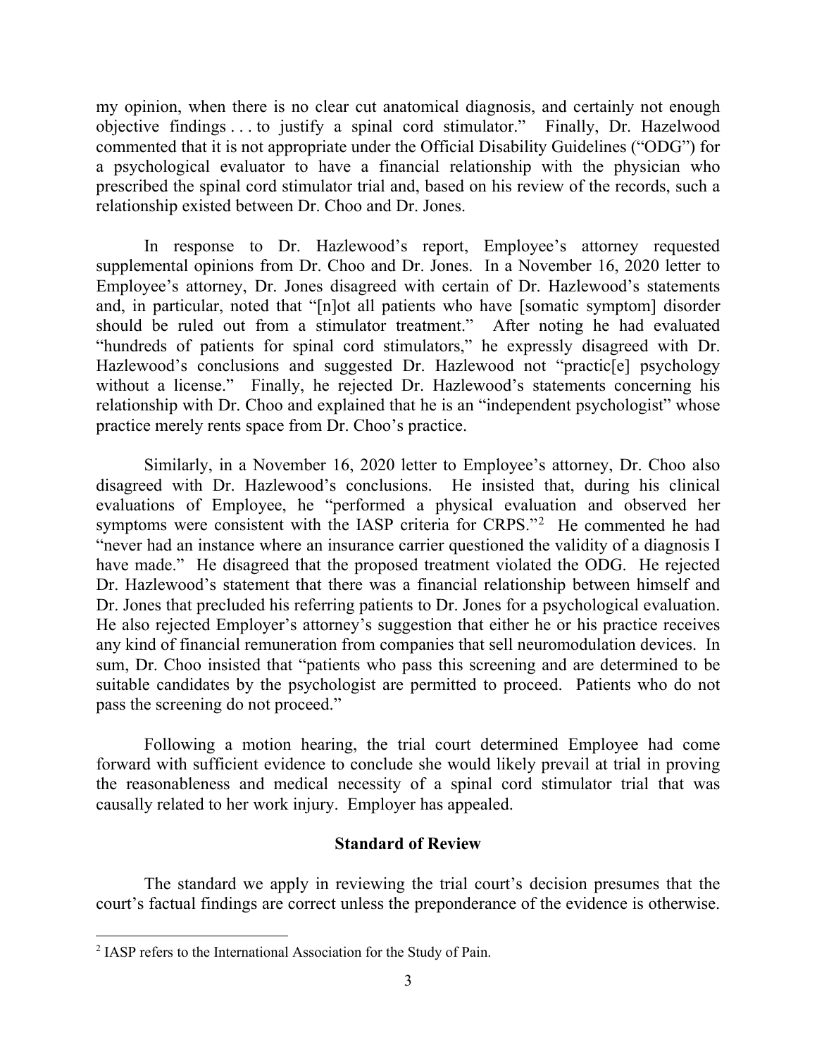my opinion, when there is no clear cut anatomical diagnosis, and certainly not enough objective findings . . . to justify a spinal cord stimulator." Finally, Dr. Hazelwood commented that it is not appropriate under the Official Disability Guidelines ("ODG") for a psychological evaluator to have a financial relationship with the physician who prescribed the spinal cord stimulator trial and, based on his review of the records, such a relationship existed between Dr. Choo and Dr. Jones.

In response to Dr. Hazelwood's report, Employee's attorney requested supplemental opinions from Dr. Choo and Dr. Jones. In a November 16, 2020 letter to Employee's attorney, Dr. Jones disagreed with certain of Dr. Hazelwood's statements and, in particular, noted that "[n]ot all patients who have [somatic symptom] disorder should be ruled out from a stimulator treatment." After noting he had evaluated "hundreds of patients for spinal cord stimulators," he expressly disagreed with Dr. Hazlewood's conclusions and suggested Dr. Hazlewood not "practic[e] psychology without a license." Finally, he rejected Dr. Hazlewood's statements concerning his relationship with Dr. Choo and explained that he is an "independent psychologist" whose practice merely rents space from Dr. Choo's practice.

Similarly, in a November 16, 2020 letter to Employee's attorney, Dr. Choo also disagreed with Dr. Hazlewood's conclusions. He insisted that, during his clinical evaluations of Employee, he "performed a physical evaluation and observed her symptoms were consistent with the IASP criteria for CRPS."[2] He commented he had "never had an instance where an insurance carrier questioned the validity of a diagnosis I have made." He disagreed that the proposed treatment violated the ODG. He rejected Dr. Hazlewood's statement that there was a financial relationship between himself and Dr. Jones that precluded his referring patients to Dr. Jones for a psychological evaluation. He also rejected Employer's attorney's suggestion that either he or his practice receives any kind of financial remuneration from companies that sell neuromodulation devices. In sum, Dr. Choo insisted that "patients who pass this screening and are determined to be suitable candidates by the psychologist are permitted to proceed. Patients who do not pass the screening do not proceed."

Following a motion hearing, the trial court determined Employee had come forward with sufficient evidence to conclude she would likely prevail at trial in proving the reasonableness and medical necessity of a spinal cord stimulator trial that was causally related to her work injury. Employer has appealed.

## Standard of Review

The standard we apply in reviewing the trial court's decision presumes that the court's factual findings are correct unless the preponderance of the evidence is otherwise.

---

[2] IASP refers to the International Association for the Study of Pain.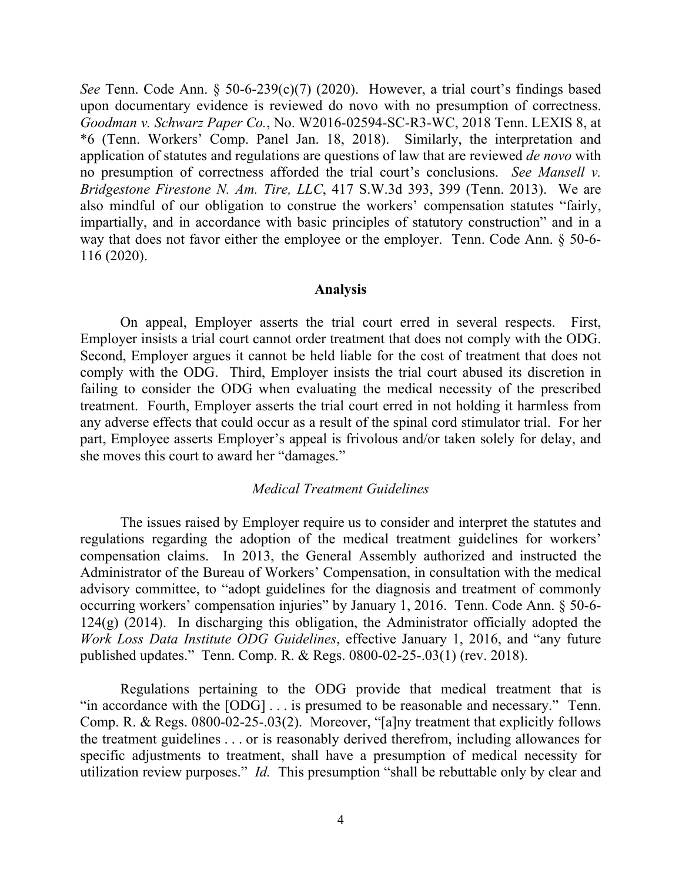*See* Tenn. Code Ann. § 50-6-239(c)(7) (2020). However, a trial court's findings based upon documentary evidence is reviewed do novo with no presumption of correctness. *Goodman v. Schwarz Paper Co.*, No. W2016-02594-SC-R3-WC, 2018 Tenn. LEXIS 8, at *6 (Tenn. Workers' Comp. Panel Jan. 18, 2018). Similarly, the interpretation and application of statutes and regulations are questions of law that are reviewed *de novo* with no presumption of correctness afforded the trial court's conclusions. *See Mansell v. Bridgestone Firestone N. Am. Tire, LLC*, 417 S.W.3d 393, 399 (Tenn. 2013). We are also mindful of our obligation to construe the workers' compensation statutes "fairly, impartially, and in accordance with basic principles of statutory construction" and in a way that does not favor either the employee or the employer. Tenn. Code Ann. § 50-6-116 (2020).

## Analysis

On appeal, Employer asserts the trial court erred in several respects. First, Employer insists a trial court cannot order treatment that does not comply with the ODG. Second, Employer argues it cannot be held liable for the cost of treatment that does not comply with the ODG. Third, Employer insists the trial court abused its discretion in failing to consider the ODG when evaluating the medical necessity of the prescribed treatment. Fourth, Employer asserts the trial court erred in not holding it harmless from any adverse effects that could occur as a result of the spinal cord stimulator trial. For her part, Employee asserts Employer's appeal is frivolous and/or taken solely for delay, and she moves this court to award her "damages."

### *Medical Treatment Guidelines*

The issues raised by Employer require us to consider and interpret the statutes and regulations regarding the adoption of the medical treatment guidelines for workers' compensation claims. In 2013, the General Assembly authorized and instructed the Administrator of the Bureau of Workers' Compensation, in consultation with the medical advisory committee, to "adopt guidelines for the diagnosis and treatment of commonly occurring workers' compensation injuries" by January 1, 2016. Tenn. Code Ann. § 50-6-124(g) (2014). In discharging this obligation, the Administrator officially adopted the *Work Loss Data Institute ODG Guidelines*, effective January 1, 2016, and "any future published updates." Tenn. Comp. R. & Regs. 0800-02-25-.03(1) (rev. 2018).

Regulations pertaining to the ODG provide that medical treatment that is "in accordance with the [ODG] . . . is presumed to be reasonable and necessary." Tenn. Comp. R. & Regs. 0800-02-25-.03(2). Moreover, "[a]ny treatment that explicitly follows the treatment guidelines . . . or is reasonably derived therefrom, including allowances for specific adjustments to treatment, shall have a presumption of medical necessity for utilization review purposes." *Id.* This presumption "shall be rebuttable only by clear and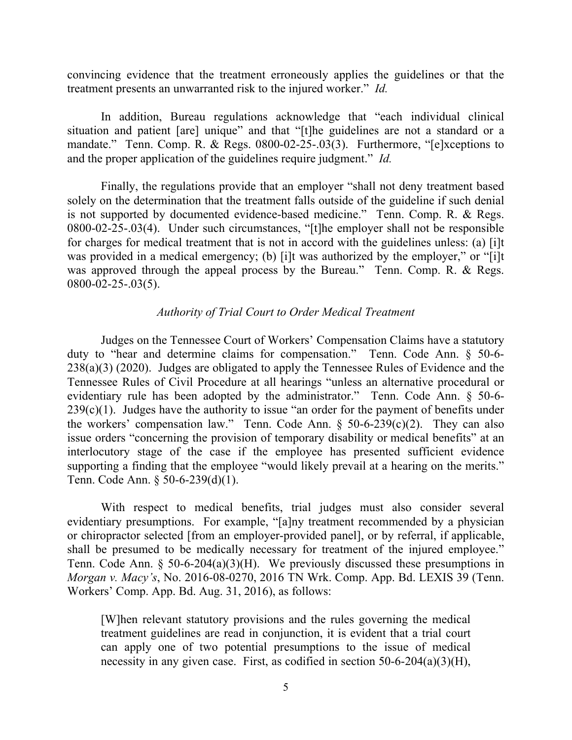convincing evidence that the treatment erroneously applies the guidelines or that the treatment presents an unwarranted risk to the injured worker." *Id.*

In addition, Bureau regulations acknowledge that "each individual clinical situation and patient [are] unique" and that "[t]he guidelines are not a standard or a mandate." Tenn. Comp. R. & Regs. 0800-02-25-.03(3). Furthermore, "[e]xceptions to and the proper application of the guidelines require judgment." *Id.*

Finally, the regulations provide that an employer "shall not deny treatment based solely on the determination that the treatment falls outside of the guideline if such denial is not supported by documented evidence-based medicine." Tenn. Comp. R. & Regs. 0800-02-25-.03(4). Under such circumstances, "[t]he employer shall not be responsible for charges for medical treatment that is not in accord with the guidelines unless: (a) [i]t was provided in a medical emergency; (b) [i]t was authorized by the employer," or "[i]t was approved through the appeal process by the Bureau." Tenn. Comp. R. & Regs. 0800-02-25-.03(5).

*Authority of Trial Court to Order Medical Treatment*

Judges on the Tennessee Court of Workers' Compensation Claims have a statutory duty to "hear and determine claims for compensation." Tenn. Code Ann. § 50-6-238(a)(3) (2020). Judges are obligated to apply the Tennessee Rules of Evidence and the Tennessee Rules of Civil Procedure at all hearings "unless an alternative procedural or evidentiary rule has been adopted by the administrator." Tenn. Code Ann. § 50-6-239(c)(1). Judges have the authority to issue "an order for the payment of benefits under the workers' compensation law." Tenn. Code Ann. § 50-6-239(c)(2). They can also issue orders "concerning the provision of temporary disability or medical benefits" at an interlocutory stage of the case if the employee has presented sufficient evidence supporting a finding that the employee "would likely prevail at a hearing on the merits." Tenn. Code Ann. § 50-6-239(d)(1).

With respect to medical benefits, trial judges must also consider several evidentiary presumptions. For example, "[a]ny treatment recommended by a physician or chiropractor selected [from an employer-provided panel], or by referral, if applicable, shall be presumed to be medically necessary for treatment of the injured employee." Tenn. Code Ann. § 50-6-204(a)(3)(H). We previously discussed these presumptions in *Morgan v. Macy's*, No. 2016-08-0270, 2016 TN Wrk. Comp. App. Bd. LEXIS 39 (Tenn. Workers' Comp. App. Bd. Aug. 31, 2016), as follows:

> [W]hen relevant statutory provisions and the rules governing the medical treatment guidelines are read in conjunction, it is evident that a trial court can apply one of two potential presumptions to the issue of medical necessity in any given case. First, as codified in section 50-6-204(a)(3)(H),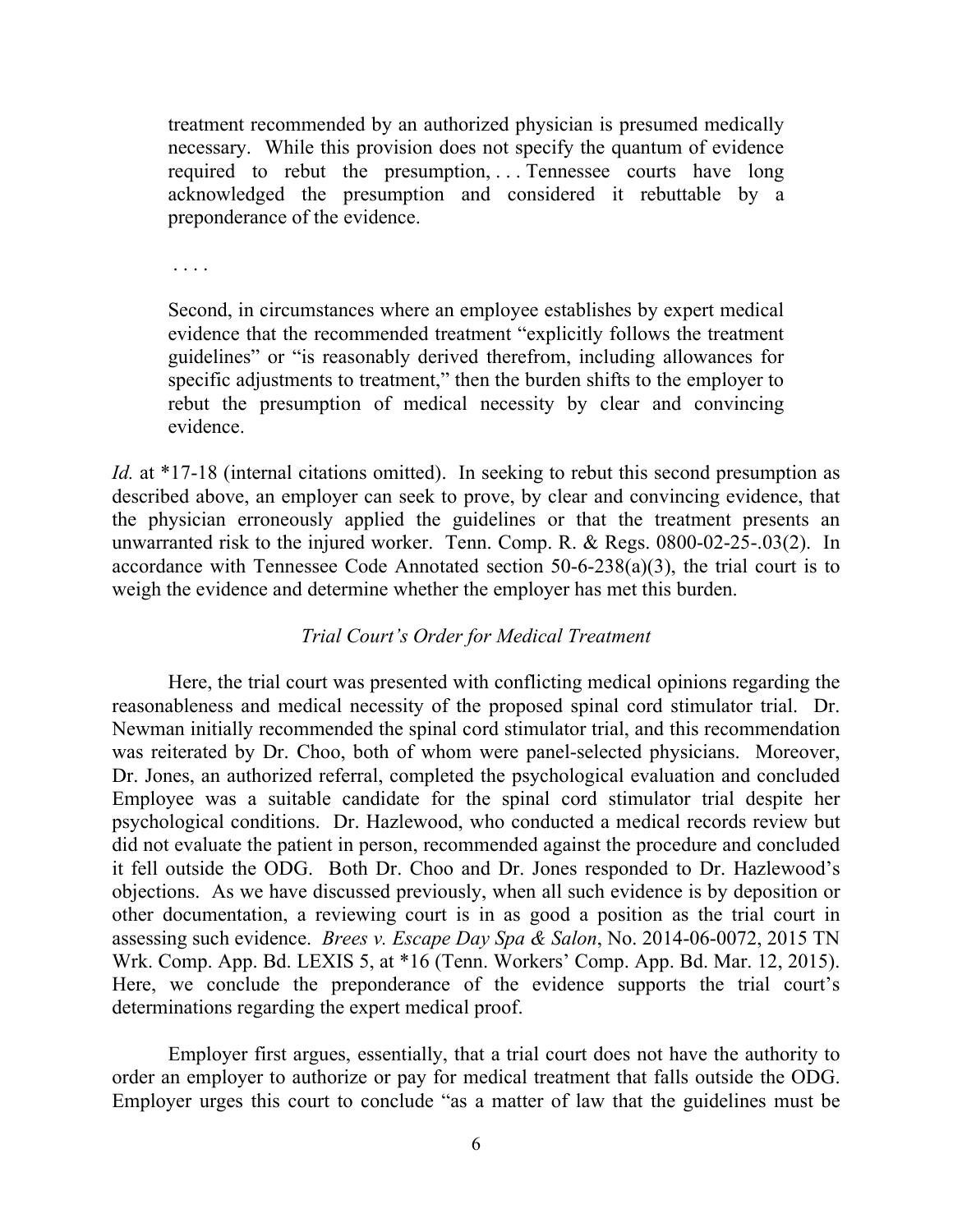> treatment recommended by an authorized physician is presumed medically necessary. While this provision does not specify the quantum of evidence required to rebut the presumption, . . . Tennessee courts have long acknowledged the presumption and considered it rebuttable by a preponderance of the evidence.
>
> . . . .
>
> Second, in circumstances where an employee establishes by expert medical evidence that the recommended treatment "explicitly follows the treatment guidelines" or "is reasonably derived therefrom, including allowances for specific adjustments to treatment," then the burden shifts to the employer to rebut the presumption of medical necessity by clear and convincing evidence.

*Id.* at *17-18 (internal citations omitted). In seeking to rebut this second presumption as described above, an employer can seek to prove, by clear and convincing evidence, that the physician erroneously applied the guidelines or that the treatment presents an unwarranted risk to the injured worker. Tenn. Comp. R. & Regs. 0800-02-25-.03(2). In accordance with Tennessee Code Annotated section 50-6-238(a)(3), the trial court is to weigh the evidence and determine whether the employer has met this burden.

*Trial Court's Order for Medical Treatment*

Here, the trial court was presented with conflicting medical opinions regarding the reasonableness and medical necessity of the proposed spinal cord stimulator trial. Dr. Newman initially recommended the spinal cord stimulator trial, and this recommendation was reiterated by Dr. Choo, both of whom were panel-selected physicians. Moreover, Dr. Jones, an authorized referral, completed the psychological evaluation and concluded Employee was a suitable candidate for the spinal cord stimulator trial despite her psychological conditions. Dr. Hazlewood, who conducted a medical records review but did not evaluate the patient in person, recommended against the procedure and concluded it fell outside the ODG. Both Dr. Choo and Dr. Jones responded to Dr. Hazlewood's objections. As we have discussed previously, when all such evidence is by deposition or other documentation, a reviewing court is in as good a position as the trial court in assessing such evidence. *Brees v. Escape Day Spa & Salon*, No. 2014-06-0072, 2015 TN Wrk. Comp. App. Bd. LEXIS 5, at *16 (Tenn. Workers' Comp. App. Bd. Mar. 12, 2015). Here, we conclude the preponderance of the evidence supports the trial court's determinations regarding the expert medical proof.

Employer first argues, essentially, that a trial court does not have the authority to order an employer to authorize or pay for medical treatment that falls outside the ODG. Employer urges this court to conclude "as a matter of law that the guidelines must be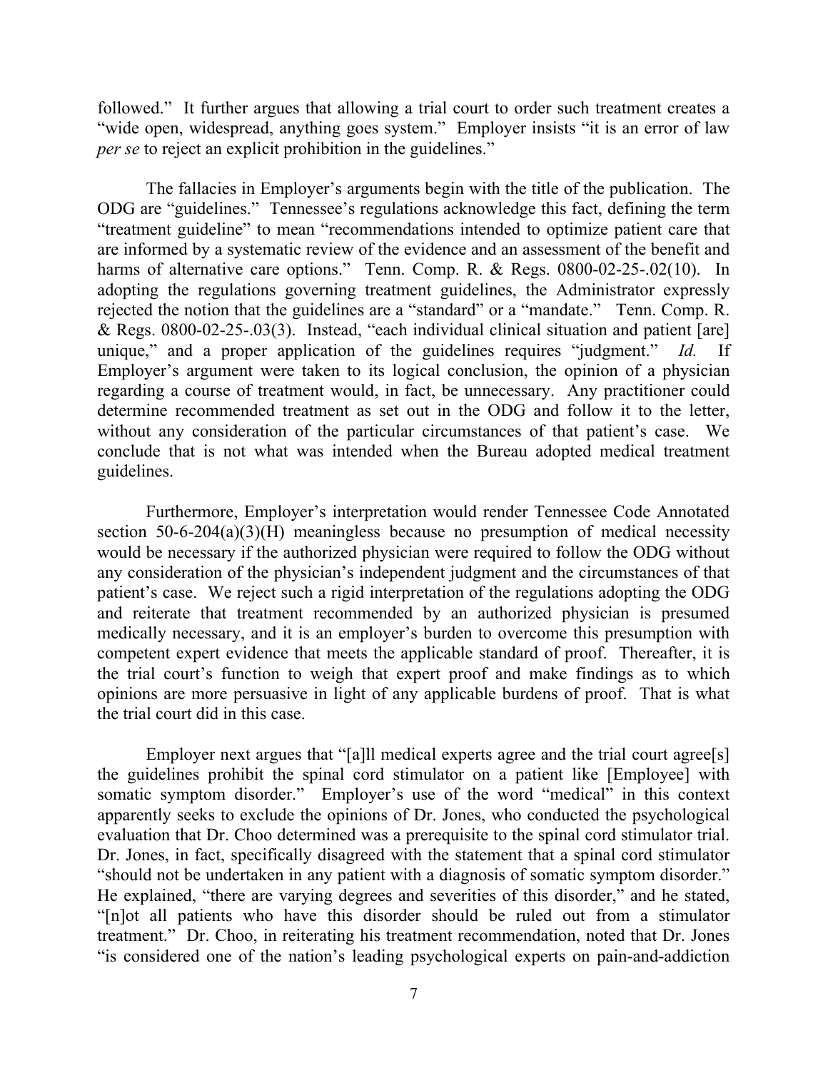followed." It further argues that allowing a trial court to order such treatment creates a "wide open, widespread, anything goes system." Employer insists "it is an error of law *per se* to reject an explicit prohibition in the guidelines."

The fallacies in Employer's arguments begin with the title of the publication. The ODG are "guidelines." Tennessee's regulations acknowledge this fact, defining the term "treatment guideline" to mean "recommendations intended to optimize patient care that are informed by a systematic review of the evidence and an assessment of the benefit and harms of alternative care options." Tenn. Comp. R. & Regs. 0800-02-25-.02(10). In adopting the regulations governing treatment guidelines, the Administrator expressly rejected the notion that the guidelines are a "standard" or a "mandate." Tenn. Comp. R. & Regs. 0800-02-25-.03(3). Instead, "each individual clinical situation and patient [are] unique," and a proper application of the guidelines requires "judgment." *Id.* If Employer's argument were taken to its logical conclusion, the opinion of a physician regarding a course of treatment would, in fact, be unnecessary. Any practitioner could determine recommended treatment as set out in the ODG and follow it to the letter, without any consideration of the particular circumstances of that patient's case. We conclude that is not what was intended when the Bureau adopted medical treatment guidelines.

Furthermore, Employer's interpretation would render Tennessee Code Annotated section 50-6-204(a)(3)(H) meaningless because no presumption of medical necessity would be necessary if the authorized physician were required to follow the ODG without any consideration of the physician's independent judgment and the circumstances of that patient's case. We reject such a rigid interpretation of the regulations adopting the ODG and reiterate that treatment recommended by an authorized physician is presumed medically necessary, and it is an employer's burden to overcome this presumption with competent expert evidence that meets the applicable standard of proof. Thereafter, it is the trial court's function to weigh that expert proof and make findings as to which opinions are more persuasive in light of any applicable burdens of proof. That is what the trial court did in this case.

Employer next argues that "[a]ll medical experts agree and the trial court agree[s] the guidelines prohibit the spinal cord stimulator on a patient like [Employee] with somatic symptom disorder." Employer's use of the word "medical" in this context apparently seeks to exclude the opinions of Dr. Jones, who conducted the psychological evaluation that Dr. Choo determined was a prerequisite to the spinal cord stimulator trial. Dr. Jones, in fact, specifically disagreed with the statement that a spinal cord stimulator "should not be undertaken in any patient with a diagnosis of somatic symptom disorder." He explained, "there are varying degrees and severities of this disorder," and he stated, "[n]ot all patients who have this disorder should be ruled out from a stimulator treatment." Dr. Choo, in reiterating his treatment recommendation, noted that Dr. Jones "is considered one of the nation's leading psychological experts on pain-and-addiction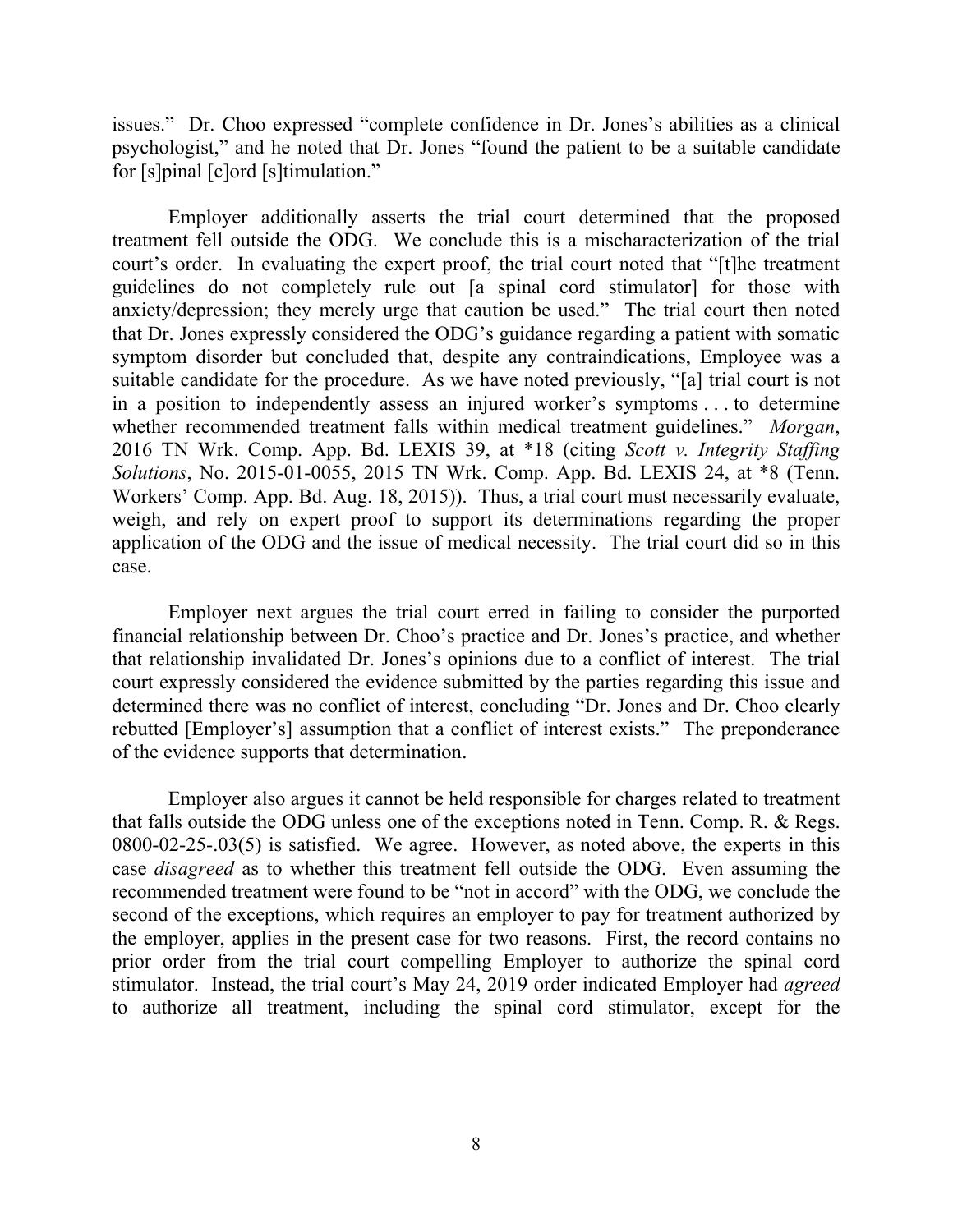issues." Dr. Choo expressed "complete confidence in Dr. Jones's abilities as a clinical psychologist," and he noted that Dr. Jones "found the patient to be a suitable candidate for [s]pinal [c]ord [s]timulation."

Employer additionally asserts the trial court determined that the proposed treatment fell outside the ODG. We conclude this is a mischaracterization of the trial court's order. In evaluating the expert proof, the trial court noted that "[t]he treatment guidelines do not completely rule out [a spinal cord stimulator] for those with anxiety/depression; they merely urge that caution be used." The trial court then noted that Dr. Jones expressly considered the ODG's guidance regarding a patient with somatic symptom disorder but concluded that, despite any contraindications, Employee was a suitable candidate for the procedure. As we have noted previously, "[a] trial court is not in a position to independently assess an injured worker's symptoms . . . to determine whether recommended treatment falls within medical treatment guidelines." *Morgan*, 2016 TN Wrk. Comp. App. Bd. LEXIS 39, at *18 (citing *Scott v. Integrity Staffing Solutions*, No. 2015-01-0055, 2015 TN Wrk. Comp. App. Bd. LEXIS 24, at *8 (Tenn. Workers' Comp. App. Bd. Aug. 18, 2015)). Thus, a trial court must necessarily evaluate, weigh, and rely on expert proof to support its determinations regarding the proper application of the ODG and the issue of medical necessity. The trial court did so in this case.

Employer next argues the trial court erred in failing to consider the purported financial relationship between Dr. Choo's practice and Dr. Jones's practice, and whether that relationship invalidated Dr. Jones's opinions due to a conflict of interest. The trial court expressly considered the evidence submitted by the parties regarding this issue and determined there was no conflict of interest, concluding "Dr. Jones and Dr. Choo clearly rebutted [Employer's] assumption that a conflict of interest exists." The preponderance of the evidence supports that determination.

Employer also argues it cannot be held responsible for charges related to treatment that falls outside the ODG unless one of the exceptions noted in Tenn. Comp. R. & Regs. 0800-02-25-.03(5) is satisfied. We agree. However, as noted above, the experts in this case *disagreed* as to whether this treatment fell outside the ODG. Even assuming the recommended treatment were found to be "not in accord" with the ODG, we conclude the second of the exceptions, which requires an employer to pay for treatment authorized by the employer, applies in the present case for two reasons. First, the record contains no prior order from the trial court compelling Employer to authorize the spinal cord stimulator. Instead, the trial court's May 24, 2019 order indicated Employer had *agreed* to authorize all treatment, including the spinal cord stimulator, except for the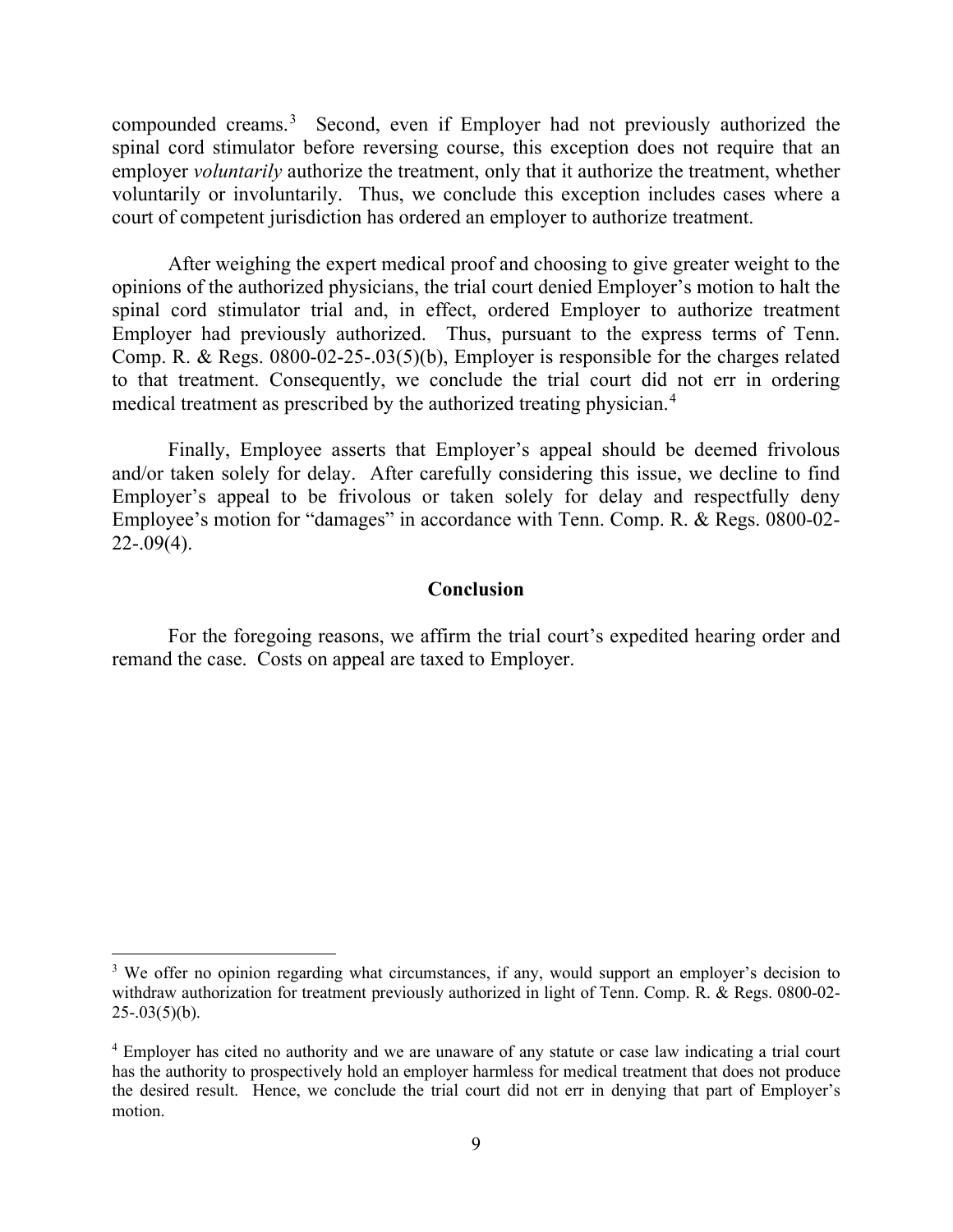compounded creams.[3] Second, even if Employer had not previously authorized the spinal cord stimulator before reversing course, this exception does not require that an employer *voluntarily* authorize the treatment, only that it authorize the treatment, whether voluntarily or involuntarily. Thus, we conclude this exception includes cases where a court of competent jurisdiction has ordered an employer to authorize treatment.

After weighing the expert medical proof and choosing to give greater weight to the opinions of the authorized physicians, the trial court denied Employer's motion to halt the spinal cord stimulator trial and, in effect, ordered Employer to authorize treatment Employer had previously authorized. Thus, pursuant to the express terms of Tenn. Comp. R. & Regs. 0800-02-25-.03(5)(b), Employer is responsible for the charges related to that treatment. Consequently, we conclude the trial court did not err in ordering medical treatment as prescribed by the authorized treating physician.[4]

Finally, Employee asserts that Employer's appeal should be deemed frivolous and/or taken solely for delay. After carefully considering this issue, we decline to find Employer's appeal to be frivolous or taken solely for delay and respectfully deny Employee's motion for "damages" in accordance with Tenn. Comp. R. & Regs. 0800-02-22-.09(4).

## Conclusion

For the foregoing reasons, we affirm the trial court's expedited hearing order and remand the case. Costs on appeal are taxed to Employer.

---

[3] We offer no opinion regarding what circumstances, if any, would support an employer's decision to withdraw authorization for treatment previously authorized in light of Tenn. Comp. R. & Regs. 0800-02-25-.03(5)(b).

[4] Employer has cited no authority and we are unaware of any statute or case law indicating a trial court has the authority to prospectively hold an employer harmless for medical treatment that does not produce the desired result. Hence, we conclude the trial court did not err in denying that part of Employer's motion.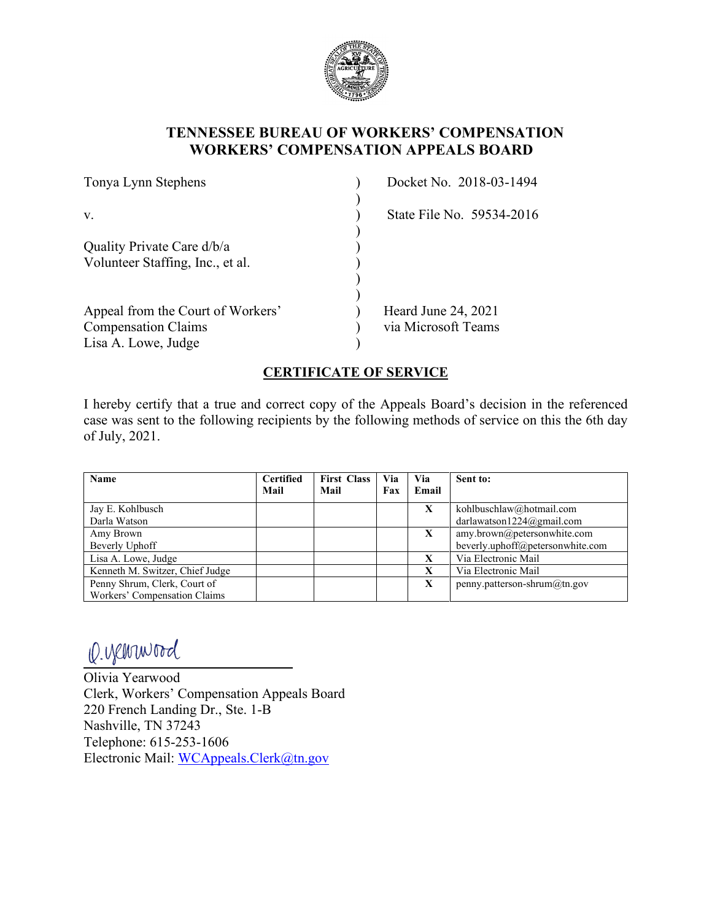# TENNESSEE BUREAU OF WORKERS' COMPENSATION
# WORKERS' COMPENSATION APPEALS BOARD

| | | |
|---|---|---|
| Tonya Lynn Stephens | ) | Docket No. 2018-03-1494 |
| | ) | |
| v. | ) | State File No. 59534-2016 |
| | ) | |
| Quality Private Care d/b/a | ) | |
| Volunteer Staffing, Inc., et al. | ) | |
| | ) | |
| | ) | |
| Appeal from the Court of Workers' | ) | Heard June 24, 2021 |
| Compensation Claims | ) | via Microsoft Teams |
| Lisa A. Lowe, Judge | ) | |

## CERTIFICATE OF SERVICE

I hereby certify that a true and correct copy of the Appeals Board's decision in the referenced case was sent to the following recipients by the following methods of service on this the 6th day of July, 2021.

| Name | Certified Mail | First Class Mail | Via Fax | Via Email | Sent to: |
|---|---|---|---|---|---|
| Jay E. Kohlbusch<br>Darla Watson | | | | X | kohlbuschlaw@hotmail.com<br>darlawatson1224@gmail.com |
| Amy Brown<br>Beverly Uphoff | | | | X | amy.brown@petersonwhite.com<br>beverly.uphoff@petersonwhite.com |
| Lisa A. Lowe, Judge | | | | X | Via Electronic Mail |
| Kenneth M. Switzer, Chief Judge | | | | X | Via Electronic Mail |
| Penny Shrum, Clerk, Court of Workers' Compensation Claims | | | | X | penny.patterson-shrum@tn.gov |

O. Yearwood

Olivia Yearwood
Clerk, Workers' Compensation Appeals Board
220 French Landing Dr., Ste. 1-B
Nashville, TN 37243
Telephone: 615-253-1606
Electronic Mail: WCAppeals.Clerk@tn.gov